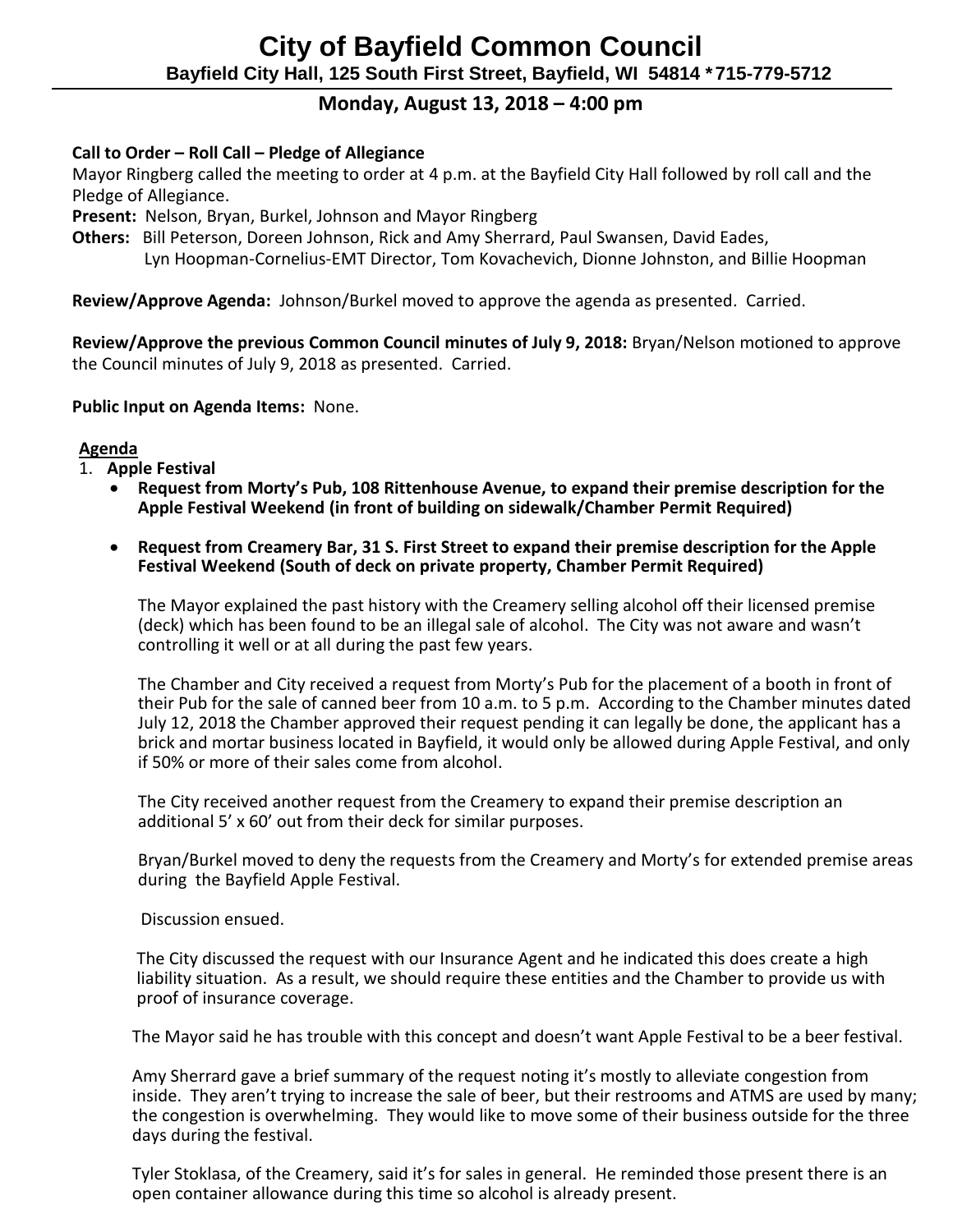# City of Bayfield Common Council

**Bayfield City Hall, 125 South First Street, Bayfield, WI 54814 *715-779-5712**

## Monday, August 13, 2018 – 4:00 pm

**Call to Order – Roll Call – Pledge of Allegiance**

Mayor Ringberg called the meeting to order at 4 p.m. at the Bayfield City Hall followed by roll call and the Pledge of Allegiance.

**Present:** Nelson, Bryan, Burkel, Johnson and Mayor Ringberg

**Others:** Bill Peterson, Doreen Johnson, Rick and Amy Sherrard, Paul Swansen, David Eades, Lyn Hoopman-Cornelius-EMT Director, Tom Kovachevich, Dionne Johnston, and Billie Hoopman

**Review/Approve Agenda:** Johnson/Burkel moved to approve the agenda as presented. Carried.

**Review/Approve the previous Common Council minutes of July 9, 2018:** Bryan/Nelson motioned to approve the Council minutes of July 9, 2018 as presented. Carried.

**Public Input on Agenda Items:** None.

**Agenda**

1. **Apple Festival**
   - **Request from Morty's Pub, 108 Rittenhouse Avenue, to expand their premise description for the Apple Festival Weekend (in front of building on sidewalk/Chamber Permit Required)**
   - **Request from Creamery Bar, 31 S. First Street to expand their premise description for the Apple Festival Weekend (South of deck on private property, Chamber Permit Required)**

   The Mayor explained the past history with the Creamery selling alcohol off their licensed premise (deck) which has been found to be an illegal sale of alcohol. The City was not aware and wasn't controlling it well or at all during the past few years.

   The Chamber and City received a request from Morty's Pub for the placement of a booth in front of their Pub for the sale of canned beer from 10 a.m. to 5 p.m. According to the Chamber minutes dated July 12, 2018 the Chamber approved their request pending it can legally be done, the applicant has a brick and mortar business located in Bayfield, it would only be allowed during Apple Festival, and only if 50% or more of their sales come from alcohol.

   The City received another request from the Creamery to expand their premise description an additional 5' x 60' out from their deck for similar purposes.

   Bryan/Burkel moved to deny the requests from the Creamery and Morty's for extended premise areas during the Bayfield Apple Festival.

   Discussion ensued.

   The City discussed the request with our Insurance Agent and he indicated this does create a high liability situation. As a result, we should require these entities and the Chamber to provide us with proof of insurance coverage.

   The Mayor said he has trouble with this concept and doesn't want Apple Festival to be a beer festival.

   Amy Sherrard gave a brief summary of the request noting it's mostly to alleviate congestion from inside. They aren't trying to increase the sale of beer, but their restrooms and ATMS are used by many; the congestion is overwhelming. They would like to move some of their business outside for the three days during the festival.

   Tyler Stoklasa, of the Creamery, said it's for sales in general. He reminded those present there is an open container allowance during this time so alcohol is already present.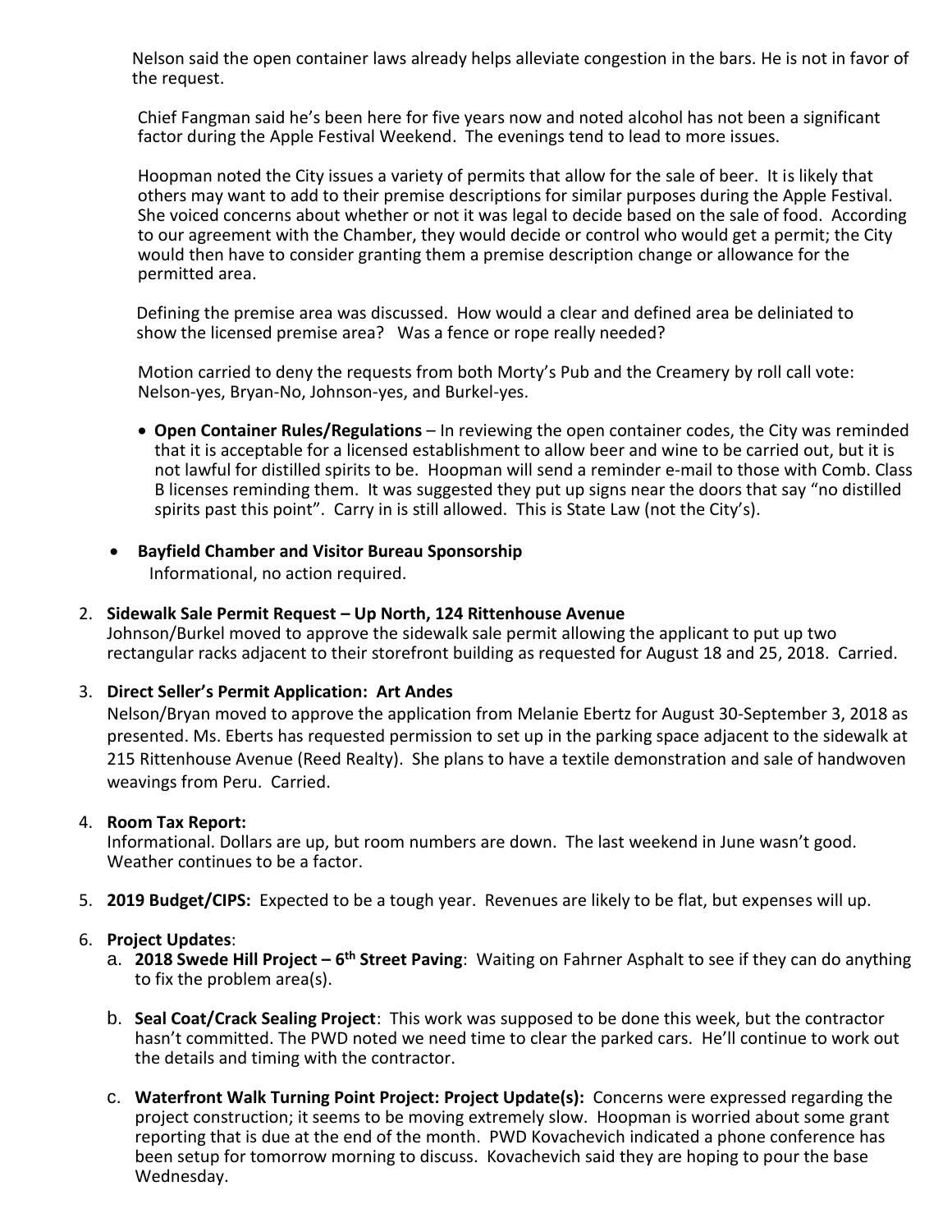Nelson said the open container laws already helps alleviate congestion in the bars. He is not in favor of the request.

Chief Fangman said he's been here for five years now and noted alcohol has not been a significant factor during the Apple Festival Weekend. The evenings tend to lead to more issues.

Hoopman noted the City issues a variety of permits that allow for the sale of beer. It is likely that others may want to add to their premise descriptions for similar purposes during the Apple Festival. She voiced concerns about whether or not it was legal to decide based on the sale of food. According to our agreement with the Chamber, they would decide or control who would get a permit; the City would then have to consider granting them a premise description change or allowance for the permitted area.

Defining the premise area was discussed. How would a clear and defined area be deliniated to show the licensed premise area? Was a fence or rope really needed?

Motion carried to deny the requests from both Morty's Pub and the Creamery by roll call vote: Nelson-yes, Bryan-No, Johnson-yes, and Burkel-yes.

- **Open Container Rules/Regulations** – In reviewing the open container codes, the City was reminded that it is acceptable for a licensed establishment to allow beer and wine to be carried out, but it is not lawful for distilled spirits to be. Hoopman will send a reminder e-mail to those with Comb. Class B licenses reminding them. It was suggested they put up signs near the doors that say "no distilled spirits past this point". Carry in is still allowed. This is State Law (not the City's).

- **Bayfield Chamber and Visitor Bureau Sponsorship**
  Informational, no action required.

2. **Sidewalk Sale Permit Request – Up North, 124 Rittenhouse Avenue**
   Johnson/Burkel moved to approve the sidewalk sale permit allowing the applicant to put up two rectangular racks adjacent to their storefront building as requested for August 18 and 25, 2018. Carried.

3. **Direct Seller's Permit Application: Art Andes**
   Nelson/Bryan moved to approve the application from Melanie Ebertz for August 30-September 3, 2018 as presented. Ms. Eberts has requested permission to set up in the parking space adjacent to the sidewalk at 215 Rittenhouse Avenue (Reed Realty). She plans to have a textile demonstration and sale of handwoven weavings from Peru. Carried.

4. **Room Tax Report:**
   Informational. Dollars are up, but room numbers are down. The last weekend in June wasn't good. Weather continues to be a factor.

5. **2019 Budget/CIPS:** Expected to be a tough year. Revenues are likely to be flat, but expenses will up.

6. **Project Updates**:
   a. **2018 Swede Hill Project – 6th Street Paving**: Waiting on Fahrner Asphalt to see if they can do anything to fix the problem area(s).

   b. **Seal Coat/Crack Sealing Project**: This work was supposed to be done this week, but the contractor hasn't committed. The PWD noted we need time to clear the parked cars. He'll continue to work out the details and timing with the contractor.

   c. **Waterfront Walk Turning Point Project: Project Update(s):** Concerns were expressed regarding the project construction; it seems to be moving extremely slow. Hoopman is worried about some grant reporting that is due at the end of the month. PWD Kovachevich indicated a phone conference has been setup for tomorrow morning to discuss. Kovachevich said they are hoping to pour the base Wednesday.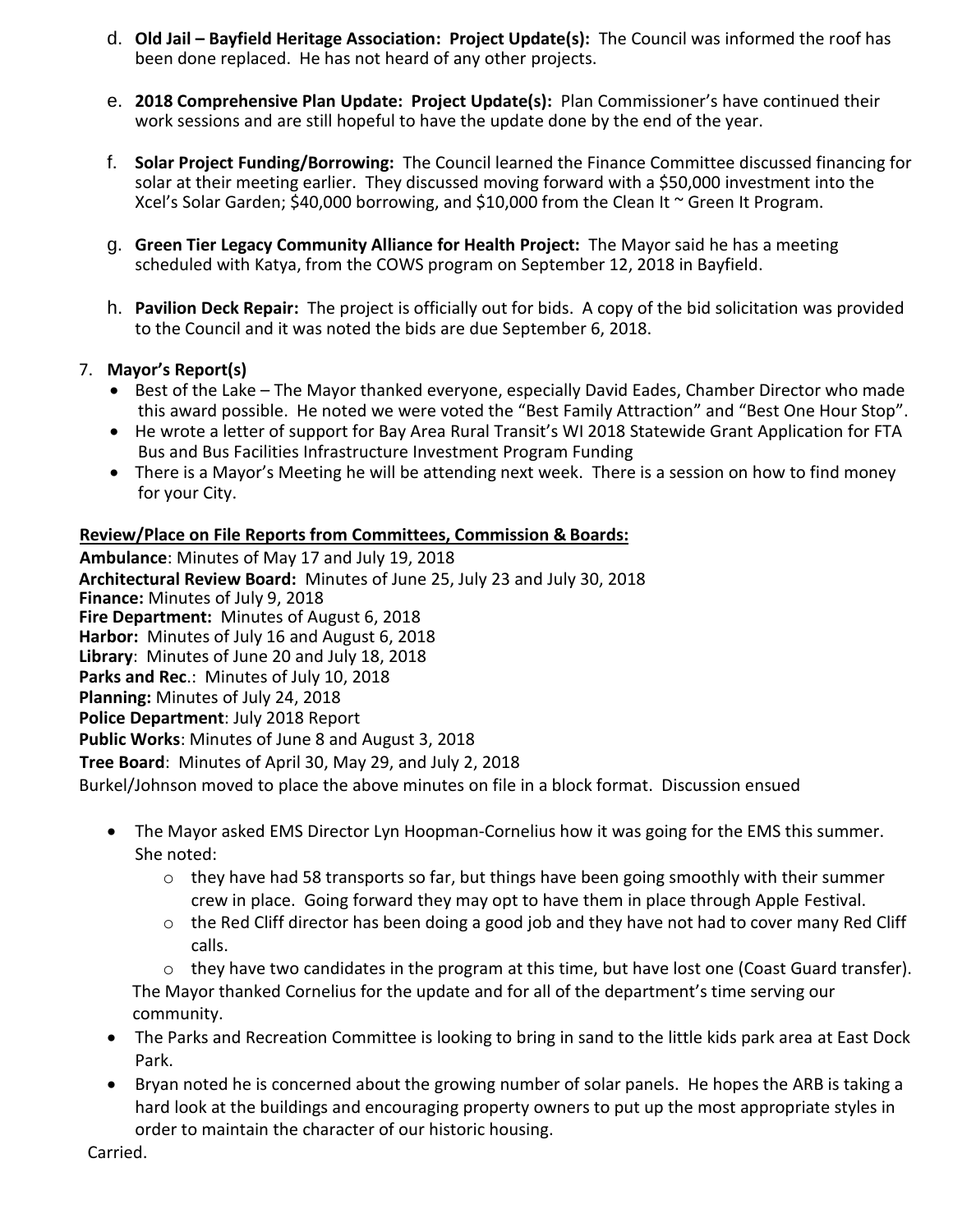d. **Old Jail – Bayfield Heritage Association: Project Update(s):** The Council was informed the roof has been done replaced. He has not heard of any other projects.

e. **2018 Comprehensive Plan Update: Project Update(s):** Plan Commissioner's have continued their work sessions and are still hopeful to have the update done by the end of the year.

f. **Solar Project Funding/Borrowing:** The Council learned the Finance Committee discussed financing for solar at their meeting earlier. They discussed moving forward with a $50,000 investment into the Xcel's Solar Garden; $40,000 borrowing, and $10,000 from the Clean It ~ Green It Program.

g. **Green Tier Legacy Community Alliance for Health Project:** The Mayor said he has a meeting scheduled with Katya, from the COWS program on September 12, 2018 in Bayfield.

h. **Pavilion Deck Repair:** The project is officially out for bids. A copy of the bid solicitation was provided to the Council and it was noted the bids are due September 6, 2018.

7. **Mayor's Report(s)**
   - Best of the Lake – The Mayor thanked everyone, especially David Eades, Chamber Director who made this award possible. He noted we were voted the "Best Family Attraction" and "Best One Hour Stop".
   - He wrote a letter of support for Bay Area Rural Transit's WI 2018 Statewide Grant Application for FTA Bus and Bus Facilities Infrastructure Investment Program Funding
   - There is a Mayor's Meeting he will be attending next week. There is a session on how to find money for your City.

**Review/Place on File Reports from Committees, Commission & Boards:**

**Ambulance**: Minutes of May 17 and July 19, 2018
**Architectural Review Board:** Minutes of June 25, July 23 and July 30, 2018
**Finance:** Minutes of July 9, 2018
**Fire Department:** Minutes of August 6, 2018
**Harbor:** Minutes of July 16 and August 6, 2018
**Library**: Minutes of June 20 and July 18, 2018
**Parks and Rec.**: Minutes of July 10, 2018
**Planning:** Minutes of July 24, 2018
**Police Department**: July 2018 Report
**Public Works**: Minutes of June 8 and August 3, 2018
**Tree Board**: Minutes of April 30, May 29, and July 2, 2018
Burkel/Johnson moved to place the above minutes on file in a block format. Discussion ensued

- The Mayor asked EMS Director Lyn Hoopman-Cornelius how it was going for the EMS this summer. She noted:
  - they have had 58 transports so far, but things have been going smoothly with their summer crew in place. Going forward they may opt to have them in place through Apple Festival.
  - the Red Cliff director has been doing a good job and they have not had to cover many Red Cliff calls.
  - they have two candidates in the program at this time, but have lost one (Coast Guard transfer).

  The Mayor thanked Cornelius for the update and for all of the department's time serving our community.
- The Parks and Recreation Committee is looking to bring in sand to the little kids park area at East Dock Park.
- Bryan noted he is concerned about the growing number of solar panels. He hopes the ARB is taking a hard look at the buildings and encouraging property owners to put up the most appropriate styles in order to maintain the character of our historic housing.

Carried.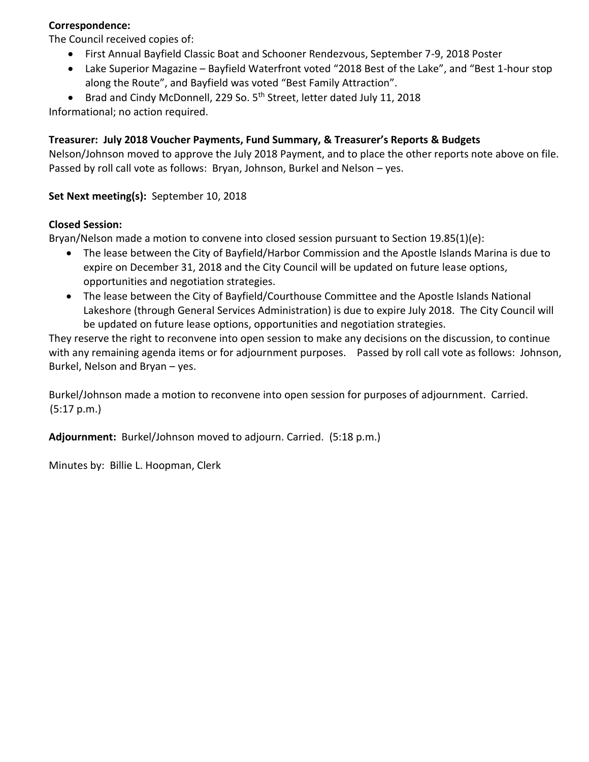**Correspondence:**
The Council received copies of:

- First Annual Bayfield Classic Boat and Schooner Rendezvous, September 7-9, 2018 Poster
- Lake Superior Magazine – Bayfield Waterfront voted "2018 Best of the Lake", and "Best 1-hour stop along the Route", and Bayfield was voted "Best Family Attraction".
- Brad and Cindy McDonnell, 229 So. 5th Street, letter dated July 11, 2018

Informational; no action required.

**Treasurer: July 2018 Voucher Payments, Fund Summary, & Treasurer's Reports & Budgets**
Nelson/Johnson moved to approve the July 2018 Payment, and to place the other reports note above on file. Passed by roll call vote as follows: Bryan, Johnson, Burkel and Nelson – yes.

**Set Next meeting(s):** September 10, 2018

**Closed Session:**
Bryan/Nelson made a motion to convene into closed session pursuant to Section 19.85(1)(e):

- The lease between the City of Bayfield/Harbor Commission and the Apostle Islands Marina is due to expire on December 31, 2018 and the City Council will be updated on future lease options, opportunities and negotiation strategies.
- The lease between the City of Bayfield/Courthouse Committee and the Apostle Islands National Lakeshore (through General Services Administration) is due to expire July 2018. The City Council will be updated on future lease options, opportunities and negotiation strategies.

They reserve the right to reconvene into open session to make any decisions on the discussion, to continue with any remaining agenda items or for adjournment purposes. Passed by roll call vote as follows: Johnson, Burkel, Nelson and Bryan – yes.

Burkel/Johnson made a motion to reconvene into open session for purposes of adjournment. Carried. (5:17 p.m.)

**Adjournment:** Burkel/Johnson moved to adjourn. Carried. (5:18 p.m.)

Minutes by: Billie L. Hoopman, Clerk